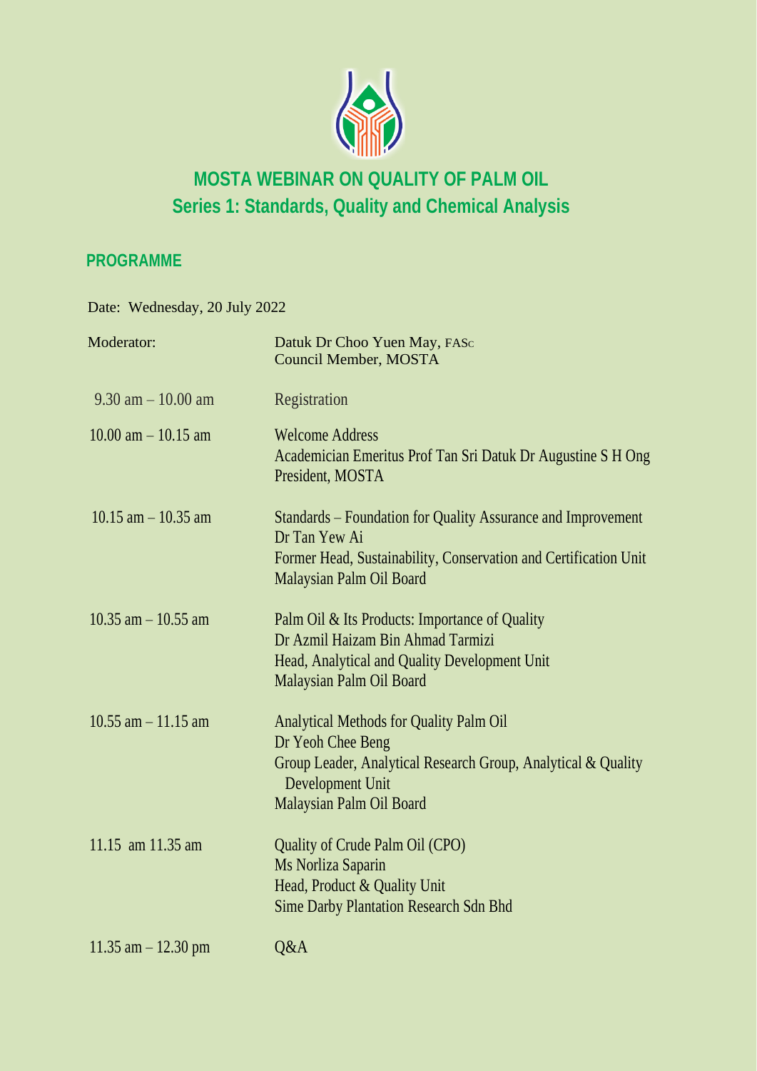# MOSTA WEBINAR ON QUALITY OF PALM OIL
## Series 1: Standards, Quality and Chemical Analysis

### PROGRAMME

Date: Wednesday, 20 July 2022

| | |
|---|---|
| Moderator: | Datuk Dr Choo Yuen May, FASc<br>Council Member, MOSTA |
| 9.30 am – 10.00 am | Registration |
| 10.00 am – 10.15 am | Welcome Address<br>Academician Emeritus Prof Tan Sri Datuk Dr Augustine S H Ong<br>President, MOSTA |
| 10.15 am – 10.35 am | Standards – Foundation for Quality Assurance and Improvement<br>Dr Tan Yew Ai<br>Former Head, Sustainability, Conservation and Certification Unit<br>Malaysian Palm Oil Board |
| 10.35 am – 10.55 am | Palm Oil & Its Products: Importance of Quality<br>Dr Azmil Haizam Bin Ahmad Tarmizi<br>Head, Analytical and Quality Development Unit<br>Malaysian Palm Oil Board |
| 10.55 am – 11.15 am | Analytical Methods for Quality Palm Oil<br>Dr Yeoh Chee Beng<br>Group Leader, Analytical Research Group, Analytical & Quality Development Unit<br>Malaysian Palm Oil Board |
| 11.15 am 11.35 am | Quality of Crude Palm Oil (CPO)<br>Ms Norliza Saparin<br>Head, Product & Quality Unit<br>Sime Darby Plantation Research Sdn Bhd |
| 11.35 am – 12.30 pm | Q&A |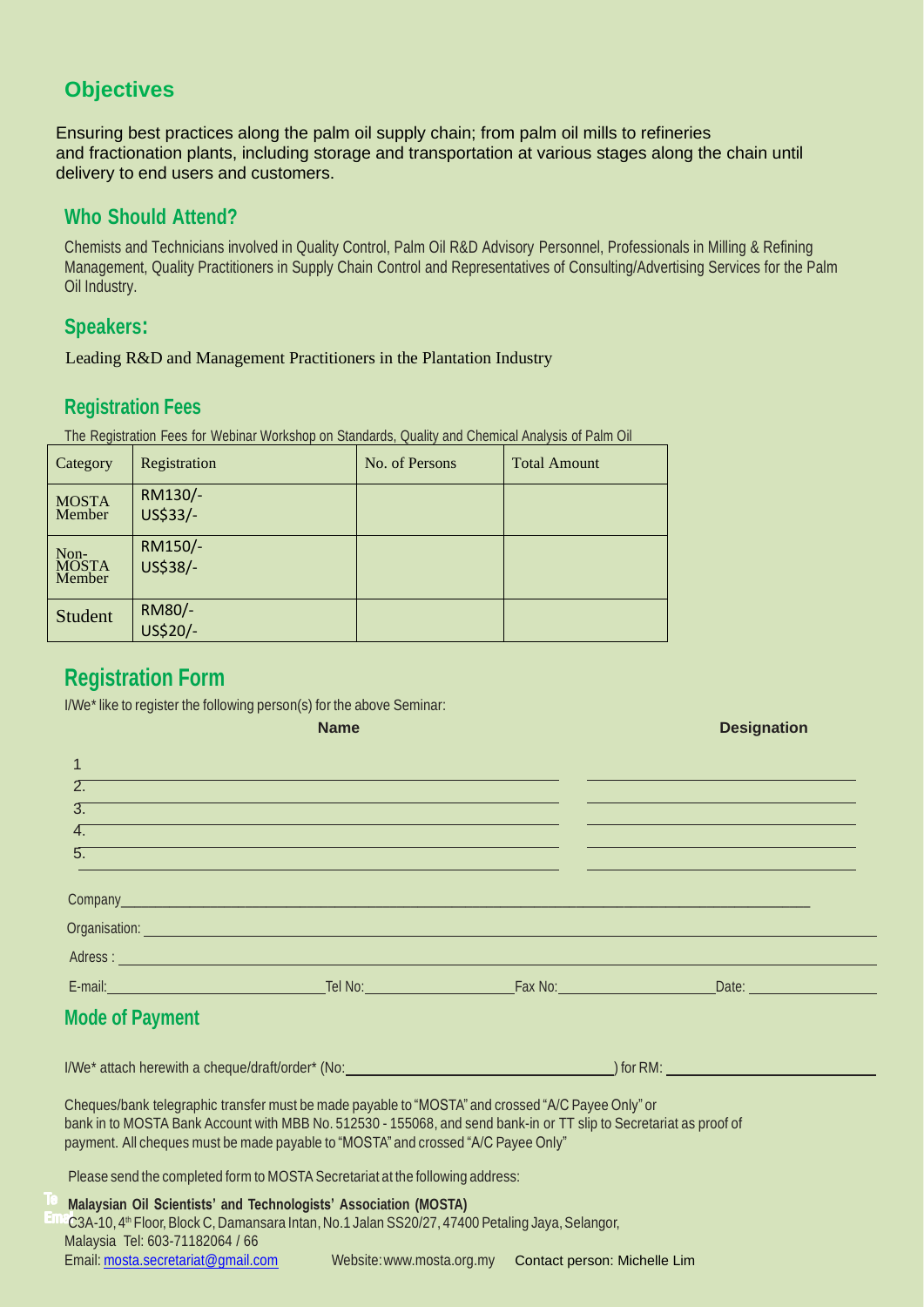## Objectives

Ensuring best practices along the palm oil supply chain; from palm oil mills to refineries and fractionation plants, including storage and transportation at various stages along the chain until delivery to end users and customers.

## Who Should Attend?

Chemists and Technicians involved in Quality Control, Palm Oil R&D Advisory Personnel, Professionals in Milling & Refining Management, Quality Practitioners in Supply Chain Control and Representatives of Consulting/Advertising Services for the Palm Oil Industry.

## Speakers:

Leading R&D and Management Practitioners in the Plantation Industry

## Registration Fees

The Registration Fees for Webinar Workshop on Standards, Quality and Chemical Analysis of Palm Oil

| Category | Registration | No. of Persons | Total Amount |
|---|---|---|---|
| MOSTA Member | RM130/- US$33/- | | |
| Non-MOSTA Member | RM150/- US$38/- | | |
| Student | RM80/- US$20/- | | |

## Registration Form

I/We* like to register the following person(s) for the above Seminar:

| Name | Designation |
|---|---|
| 1 | |
| 2. | |
| 3. | |
| 4. | |
| 5. | |

Company\_\_\_\_\_\_\_\_\_\_\_\_\_\_\_\_\_\_\_\_\_\_\_\_\_\_\_\_\_\_

Organisation: \_\_\_\_\_\_\_\_\_\_\_\_\_\_\_\_\_\_\_\_\_\_\_\_\_\_\_\_\_\_

Adress : \_\_\_\_\_\_\_\_\_\_\_\_\_\_\_\_\_\_\_\_\_\_\_\_\_\_\_\_\_\_

E-mail:\_\_\_\_\_\_\_\_\_\_\_\_\_\_ Tel No:\_\_\_\_\_\_\_\_\_\_\_\_ Fax No:\_\_\_\_\_\_\_\_\_\_\_\_ Date: \_\_\_\_\_\_\_\_\_\_\_\_

## Mode of Payment

I/We* attach herewith a cheque/draft/order* (No:\_\_\_\_\_\_\_\_\_\_\_\_\_\_\_\_\_\_\_\_) for RM: \_\_\_\_\_\_\_\_\_\_\_\_\_\_

Cheques/bank telegraphic transfer must be made payable to "MOSTA" and crossed "A/C Payee Only" or bank in to MOSTA Bank Account with MBB No. 512530 - 155068, and send bank-in or TT slip to Secretariat as proof of payment. All cheques must be made payable to "MOSTA" and crossed "A/C Payee Only"

Please send the completed form to MOSTA Secretariat at the following address:

**Malaysian Oil Scientists' and Technologists' Association (MOSTA)**
C3A-10, 4th Floor, Block C, Damansara Intan, No.1 Jalan SS20/27, 47400 Petaling Jaya, Selangor, Malaysia Tel: 603-71182064 / 66
Email: mosta.secretariat@gmail.com Website: www.mosta.org.my Contact person: Michelle Lim